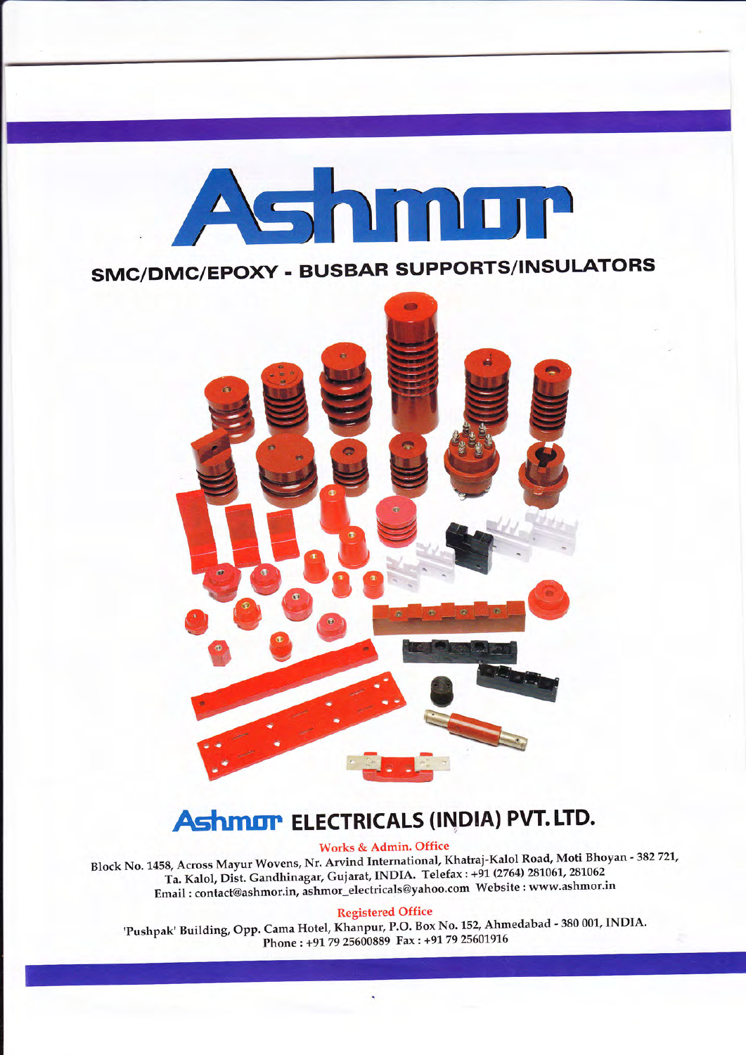# Ashmor

## SMC/DMC/EPOXY - BUSBAR SUPPORTS/INSULATORS

## Ashmor ELECTRICALS (INDIA) PVT. LTD.

**Works & Admin. Office**

Block No. 1458, Across Mayur Wovens, Nr. Arvind International, Khatraj-Kalol Road, Moti Bhoyan - 382 721, Ta. Kalol, Dist. Gandhinagar, Gujarat, INDIA. Telefax : +91 (2764) 281061, 281062
Email : contact@ashmor.in, ashmor_electricals@yahoo.com Website : www.ashmor.in

**Registered Office**

'Pushpak' Building, Opp. Cama Hotel, Khanpur, P.O. Box No. 152, Ahmedabad - 380 001, INDIA.
Phone : +91 79 25600889 Fax : +91 79 25601916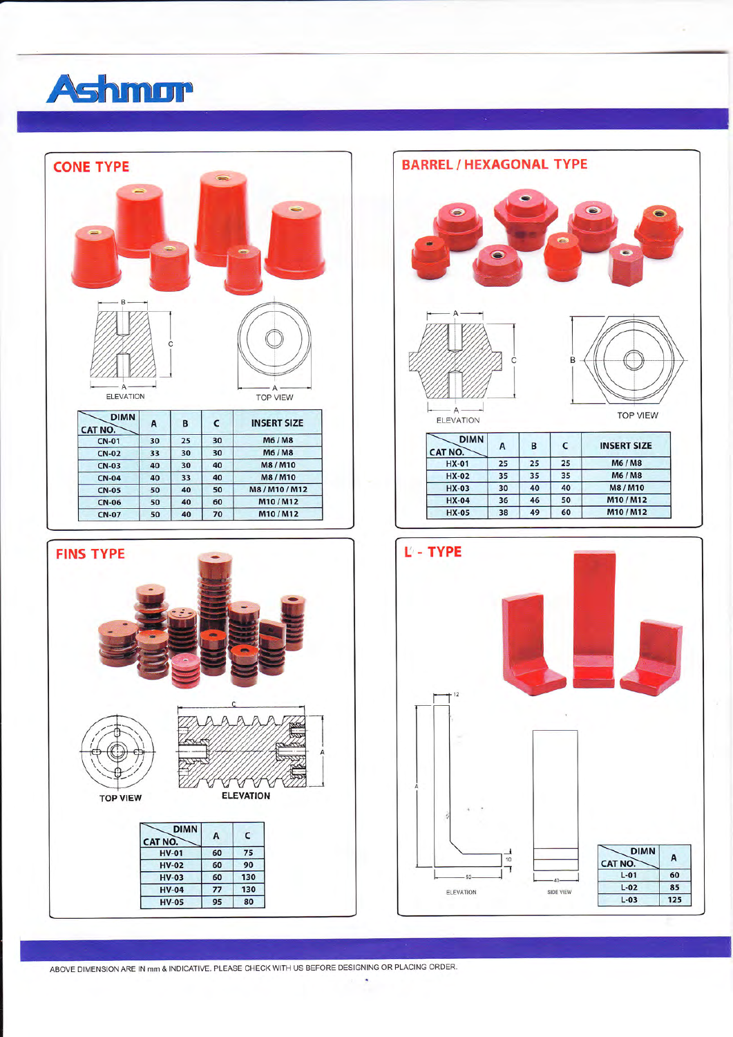# Ashmor

## CONE TYPE

ELEVATION

TOP VIEW

| DIMN / CAT NO. | A | B | C | INSERT SIZE |
|---|---|---|---|---|
| CN-01 | 30 | 25 | 30 | M6 / M8 |
| CN-02 | 33 | 30 | 30 | M6 / M8 |
| CN-03 | 40 | 30 | 40 | M8 / M10 |
| CN-04 | 40 | 33 | 40 | M8 / M10 |
| CN-05 | 50 | 40 | 50 | M8 / M10 / M12 |
| CN-06 | 50 | 40 | 60 | M10 / M12 |
| CN-07 | 50 | 40 | 70 | M10 / M12 |

## BARREL / HEXAGONAL TYPE

ELEVATION

TOP VIEW

| DIMN / CAT NO. | A | B | C | INSERT SIZE |
|---|---|---|---|---|
| HX-01 | 25 | 25 | 25 | M6 / M8 |
| HX-02 | 35 | 35 | 35 | M6 / M8 |
| HX-03 | 30 | 40 | 40 | M8 / M10 |
| HX-04 | 36 | 46 | 50 | M10 / M12 |
| HX-05 | 38 | 49 | 60 | M10 / M12 |

## FINS TYPE

TOP VIEW

ELEVATION

| DIMN / CAT NO. | A | C |
|---|---|---|
| HV-01 | 60 | 75 |
| HV-02 | 60 | 90 |
| HV-03 | 60 | 130 |
| HV-04 | 77 | 130 |
| HV-05 | 95 | 80 |

## L - TYPE

ELEVATION

SIDE VIEW

| DIMN / CAT NO. | A |
|---|---|
| L-01 | 60 |
| L-02 | 85 |
| L-03 | 125 |

ABOVE DIMENSION ARE IN mm & INDICATIVE. PLEASE CHECK WITH US BEFORE DESIGNING OR PLACING ORDER.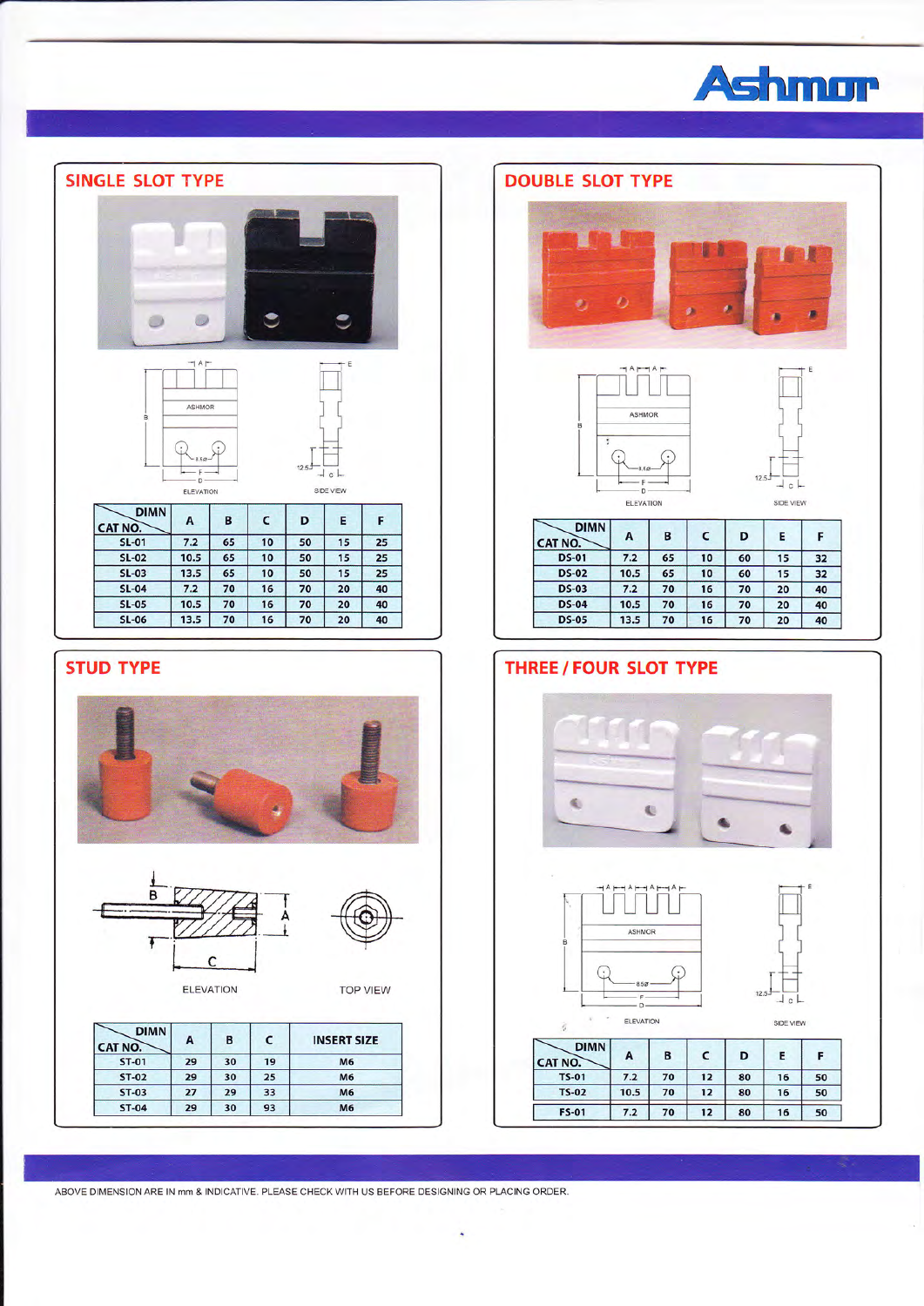## SINGLE SLOT TYPE

| DIMN / CAT NO. | A | B | C | D | E | F |
|---|---|---|---|---|---|---|
| SL-01 | 7.2 | 65 | 10 | 50 | 15 | 25 |
| SL-02 | 10.5 | 65 | 10 | 50 | 15 | 25 |
| SL-03 | 13.5 | 65 | 10 | 50 | 15 | 25 |
| SL-04 | 7.2 | 70 | 16 | 70 | 20 | 40 |
| SL-05 | 10.5 | 70 | 16 | 70 | 20 | 40 |
| SL-06 | 13.5 | 70 | 16 | 70 | 20 | 40 |

## DOUBLE SLOT TYPE

| DIMN / CAT NO. | A | B | C | D | E | F |
|---|---|---|---|---|---|---|
| DS-01 | 7.2 | 65 | 10 | 60 | 15 | 32 |
| DS-02 | 10.5 | 65 | 10 | 60 | 15 | 32 |
| DS-03 | 7.2 | 70 | 16 | 70 | 20 | 40 |
| DS-04 | 10.5 | 70 | 16 | 70 | 20 | 40 |
| DS-05 | 13.5 | 70 | 16 | 70 | 20 | 40 |

## STUD TYPE

| DIMN / CAT NO. | A | B | C | INSERT SIZE |
|---|---|---|---|---|
| ST-01 | 29 | 30 | 19 | M6 |
| ST-02 | 29 | 30 | 25 | M6 |
| ST-03 | 27 | 29 | 33 | M6 |
| ST-04 | 29 | 30 | 93 | M6 |

## THREE / FOUR SLOT TYPE

| DIMN / CAT NO. | A | B | C | D | E | F |
|---|---|---|---|---|---|---|
| TS-01 | 7.2 | 70 | 12 | 80 | 16 | 50 |
| TS-02 | 10.5 | 70 | 12 | 80 | 16 | 50 |
| FS-01 | 7.2 | 70 | 12 | 80 | 16 | 50 |

ABOVE DIMENSION ARE IN mm & INDICATIVE. PLEASE CHECK WITH US BEFORE DESIGNING OR PLACING ORDER.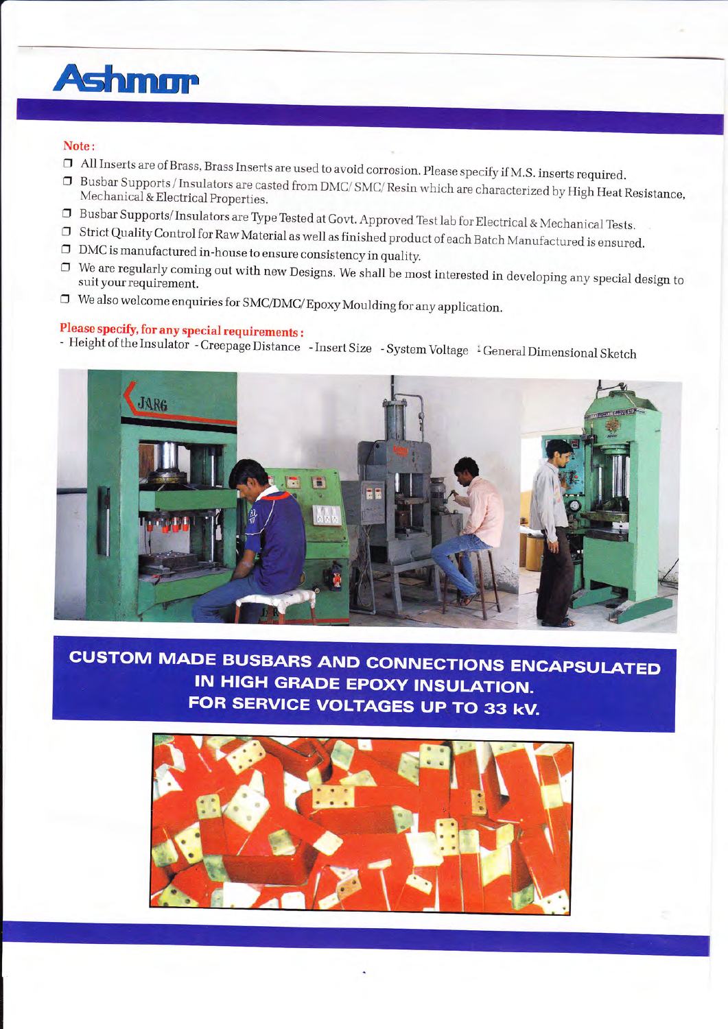# Ashmor

**Note :**

- All Inserts are of Brass, Brass Inserts are used to avoid corrosion. Please specify if M.S. inserts required.
- Busbar Supports / Insulators are casted from DMC/ SMC/ Resin which are characterized by High Heat Resistance, Mechanical & Electrical Properties.
- Busbar Supports/ Insulators are Type Tested at Govt. Approved Test lab for Electrical & Mechanical Tests.
- Strict Quality Control for Raw Material as well as finished product of each Batch Manufactured is ensured.
- DMC is manufactured in-house to ensure consistency in quality.
- We are regularly coming out with new Designs. We shall be most interested in developing any special design to suit your requirement.
- We also welcome enquiries for SMC/DMC/ Epoxy Moulding for any application.

**Please specify, for any special requirements :**

- Height of the Insulator - Creepage Distance - Insert Size - System Voltage - General Dimensional Sketch

**CUSTOM MADE BUSBARS AND CONNECTIONS ENCAPSULATED IN HIGH GRADE EPOXY INSULATION. FOR SERVICE VOLTAGES UP TO 33 kV.**